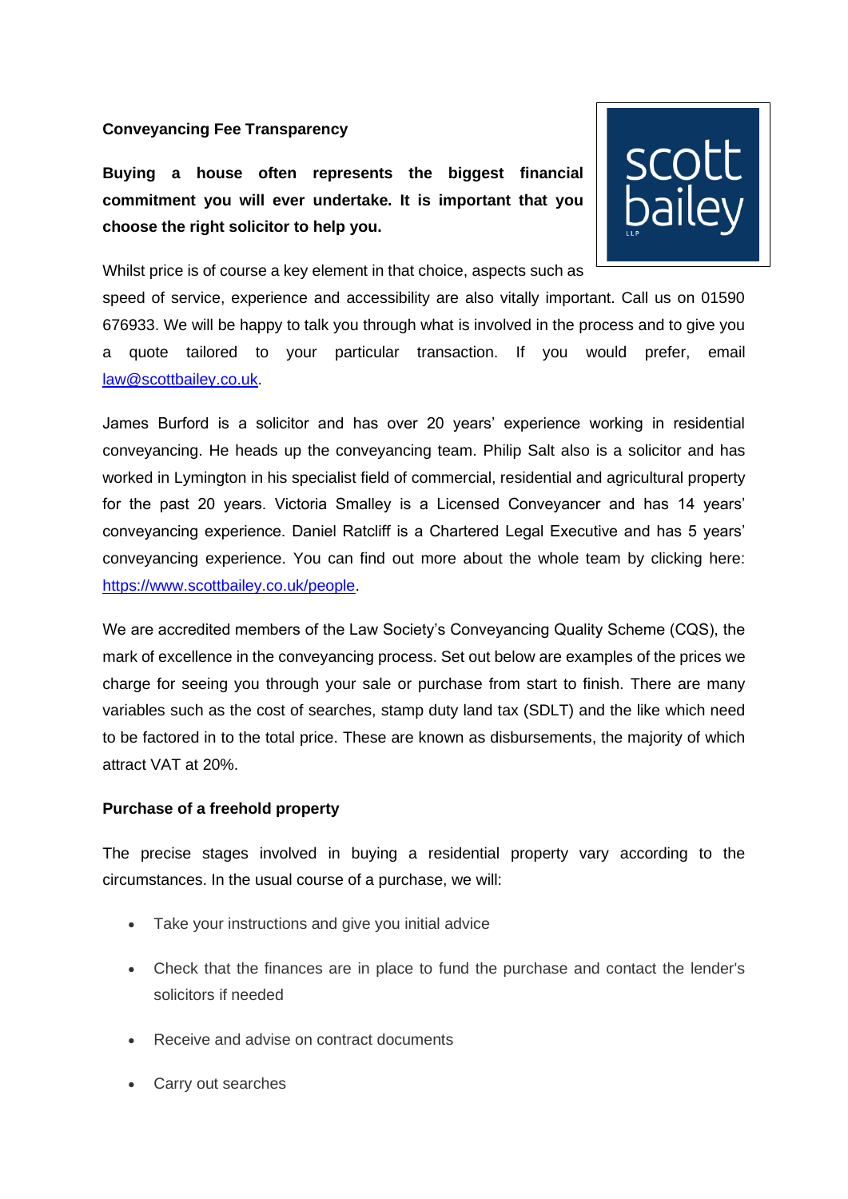**Conveyancing Fee Transparency**

**Buying a house often represents the biggest financial commitment you will ever undertake. It is important that you choose the right solicitor to help you.**

Whilst price is of course a key element in that choice, aspects such as speed of service, experience and accessibility are also vitally important. Call us on 01590 676933. We will be happy to talk you through what is involved in the process and to give you a quote tailored to your particular transaction. If you would prefer, email law@scottbailey.co.uk.

James Burford is a solicitor and has over 20 years' experience working in residential conveyancing. He heads up the conveyancing team. Philip Salt also is a solicitor and has worked in Lymington in his specialist field of commercial, residential and agricultural property for the past 20 years. Victoria Smalley is a Licensed Conveyancer and has 14 years' conveyancing experience. Daniel Ratcliff is a Chartered Legal Executive and has 5 years' conveyancing experience. You can find out more about the whole team by clicking here: https://www.scottbailey.co.uk/people.

We are accredited members of the Law Society's Conveyancing Quality Scheme (CQS), the mark of excellence in the conveyancing process. Set out below are examples of the prices we charge for seeing you through your sale or purchase from start to finish. There are many variables such as the cost of searches, stamp duty land tax (SDLT) and the like which need to be factored in to the total price. These are known as disbursements, the majority of which attract VAT at 20%.

**Purchase of a freehold property**

The precise stages involved in buying a residential property vary according to the circumstances. In the usual course of a purchase, we will:

- Take your instructions and give you initial advice
- Check that the finances are in place to fund the purchase and contact the lender's solicitors if needed
- Receive and advise on contract documents
- Carry out searches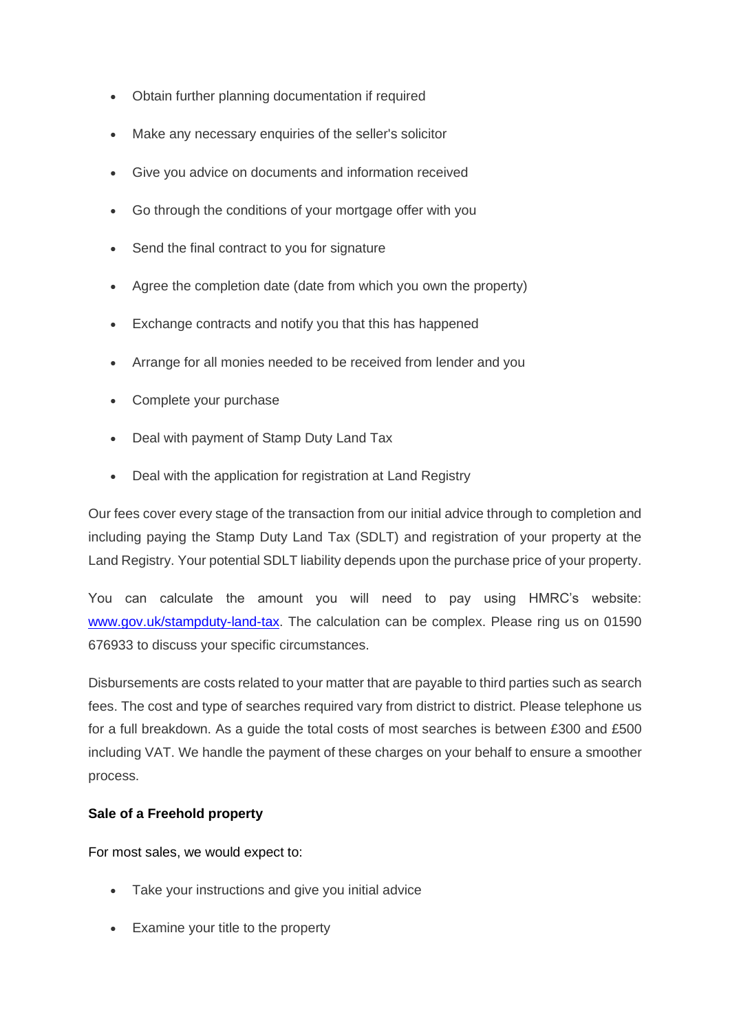- Obtain further planning documentation if required
- Make any necessary enquiries of the seller's solicitor
- Give you advice on documents and information received
- Go through the conditions of your mortgage offer with you
- Send the final contract to you for signature
- Agree the completion date (date from which you own the property)
- Exchange contracts and notify you that this has happened
- Arrange for all monies needed to be received from lender and you
- Complete your purchase
- Deal with payment of Stamp Duty Land Tax
- Deal with the application for registration at Land Registry

Our fees cover every stage of the transaction from our initial advice through to completion and including paying the Stamp Duty Land Tax (SDLT) and registration of your property at the Land Registry. Your potential SDLT liability depends upon the purchase price of your property.

You can calculate the amount you will need to pay using HMRC's website: [www.gov.uk/stampduty-land-tax](www.gov.uk/stampduty-land-tax). The calculation can be complex. Please ring us on 01590 676933 to discuss your specific circumstances.

Disbursements are costs related to your matter that are payable to third parties such as search fees. The cost and type of searches required vary from district to district. Please telephone us for a full breakdown. As a guide the total costs of most searches is between £300 and £500 including VAT. We handle the payment of these charges on your behalf to ensure a smoother process.

**Sale of a Freehold property**

For most sales, we would expect to:

- Take your instructions and give you initial advice
- Examine your title to the property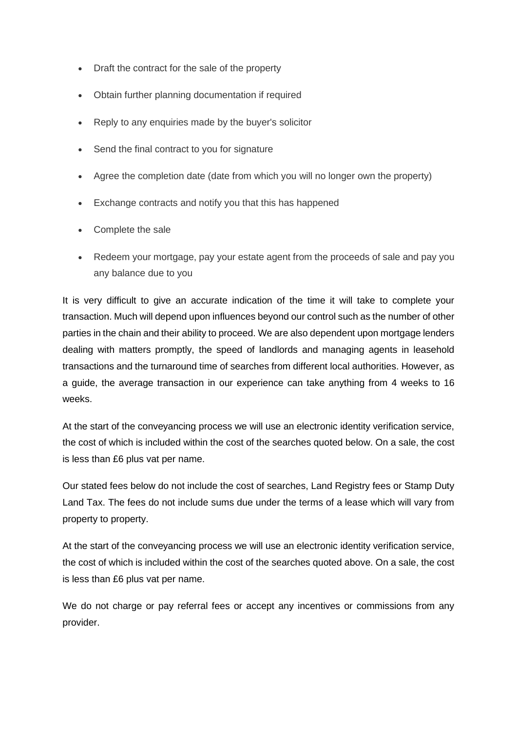- Draft the contract for the sale of the property
- Obtain further planning documentation if required
- Reply to any enquiries made by the buyer's solicitor
- Send the final contract to you for signature
- Agree the completion date (date from which you will no longer own the property)
- Exchange contracts and notify you that this has happened
- Complete the sale
- Redeem your mortgage, pay your estate agent from the proceeds of sale and pay you any balance due to you

It is very difficult to give an accurate indication of the time it will take to complete your transaction. Much will depend upon influences beyond our control such as the number of other parties in the chain and their ability to proceed. We are also dependent upon mortgage lenders dealing with matters promptly, the speed of landlords and managing agents in leasehold transactions and the turnaround time of searches from different local authorities. However, as a guide, the average transaction in our experience can take anything from 4 weeks to 16 weeks.

At the start of the conveyancing process we will use an electronic identity verification service, the cost of which is included within the cost of the searches quoted below. On a sale, the cost is less than £6 plus vat per name.

Our stated fees below do not include the cost of searches, Land Registry fees or Stamp Duty Land Tax. The fees do not include sums due under the terms of a lease which will vary from property to property.

At the start of the conveyancing process we will use an electronic identity verification service, the cost of which is included within the cost of the searches quoted above. On a sale, the cost is less than £6 plus vat per name.

We do not charge or pay referral fees or accept any incentives or commissions from any provider.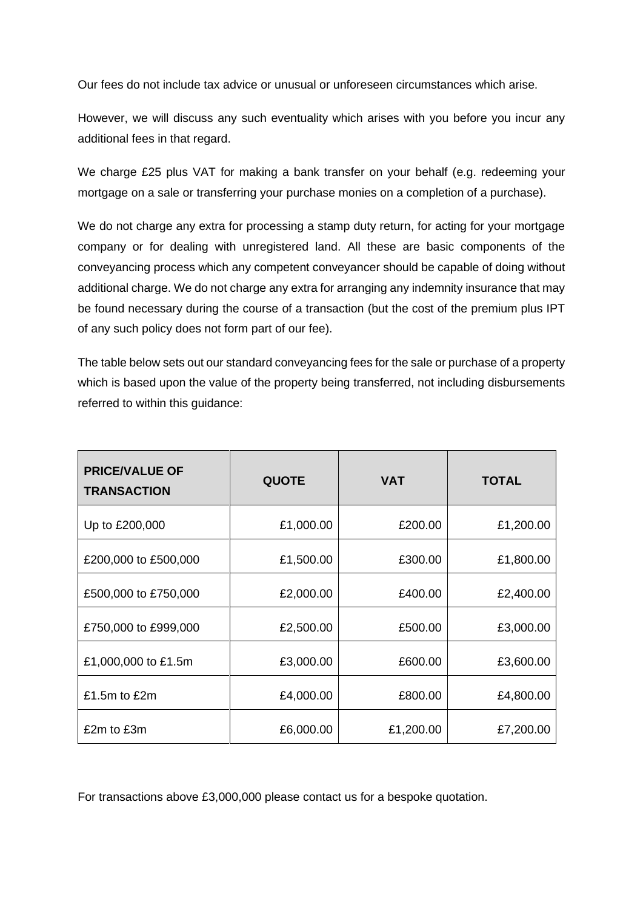Our fees do not include tax advice or unusual or unforeseen circumstances which arise.

However, we will discuss any such eventuality which arises with you before you incur any additional fees in that regard.

We charge £25 plus VAT for making a bank transfer on your behalf (e.g. redeeming your mortgage on a sale or transferring your purchase monies on a completion of a purchase).

We do not charge any extra for processing a stamp duty return, for acting for your mortgage company or for dealing with unregistered land. All these are basic components of the conveyancing process which any competent conveyancer should be capable of doing without additional charge. We do not charge any extra for arranging any indemnity insurance that may be found necessary during the course of a transaction (but the cost of the premium plus IPT of any such policy does not form part of our fee).

The table below sets out our standard conveyancing fees for the sale or purchase of a property which is based upon the value of the property being transferred, not including disbursements referred to within this guidance:

| PRICE/VALUE OF TRANSACTION | QUOTE | VAT | TOTAL |
|---|---|---|---|
| Up to £200,000 | £1,000.00 | £200.00 | £1,200.00 |
| £200,000 to £500,000 | £1,500.00 | £300.00 | £1,800.00 |
| £500,000 to £750,000 | £2,000.00 | £400.00 | £2,400.00 |
| £750,000 to £999,000 | £2,500.00 | £500.00 | £3,000.00 |
| £1,000,000 to £1.5m | £3,000.00 | £600.00 | £3,600.00 |
| £1.5m to £2m | £4,000.00 | £800.00 | £4,800.00 |
| £2m to £3m | £6,000.00 | £1,200.00 | £7,200.00 |

For transactions above £3,000,000 please contact us for a bespoke quotation.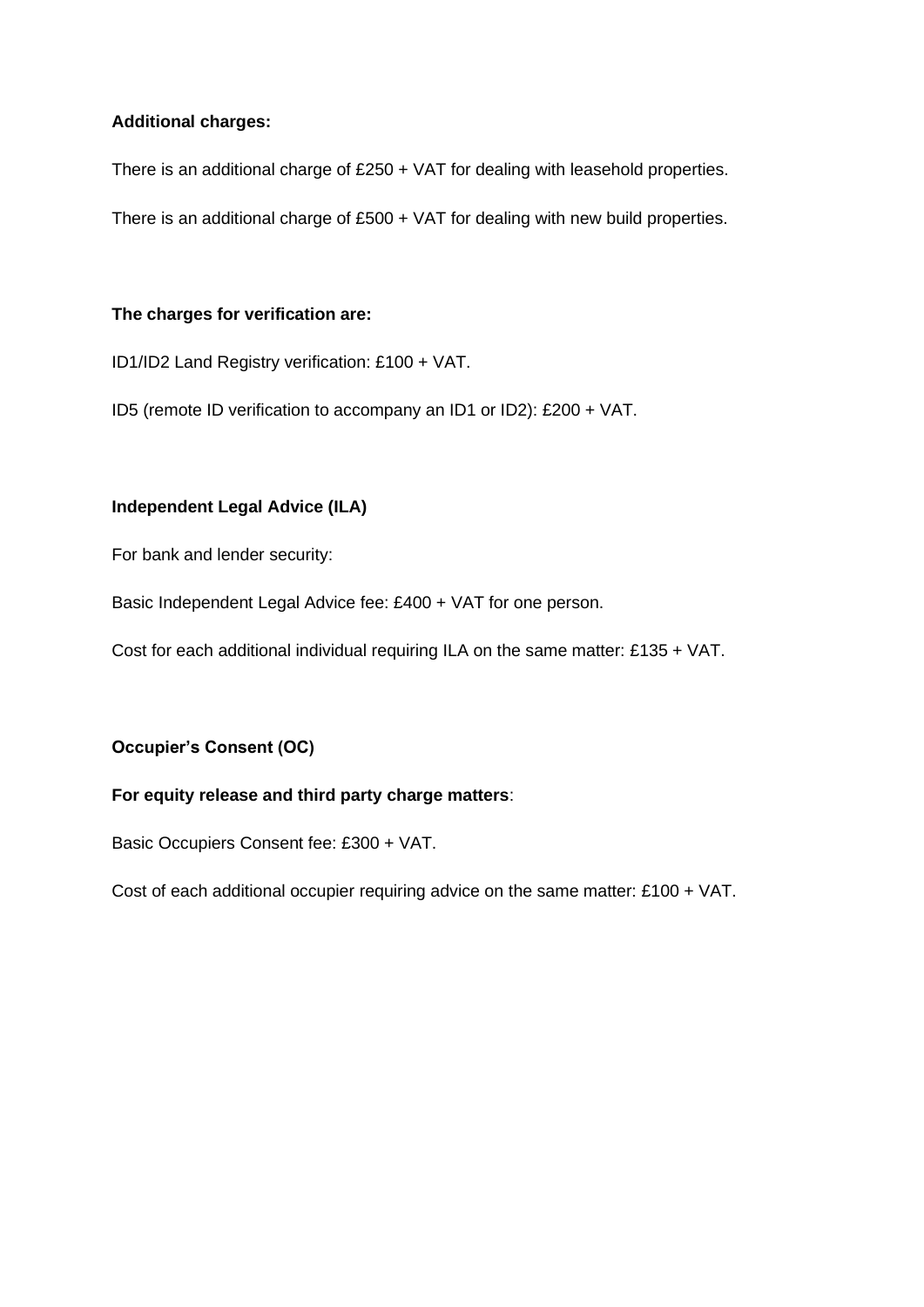**Additional charges:**

There is an additional charge of £250 + VAT for dealing with leasehold properties.

There is an additional charge of £500 + VAT for dealing with new build properties.

**The charges for verification are:**

ID1/ID2 Land Registry verification: £100 + VAT.

ID5 (remote ID verification to accompany an ID1 or ID2): £200 + VAT.

**Independent Legal Advice (ILA)**

For bank and lender security:

Basic Independent Legal Advice fee: £400 + VAT for one person.

Cost for each additional individual requiring ILA on the same matter: £135 + VAT.

**Occupier's Consent (OC)**

**For equity release and third party charge matters**:

Basic Occupiers Consent fee: £300 + VAT.

Cost of each additional occupier requiring advice on the same matter: £100 + VAT.